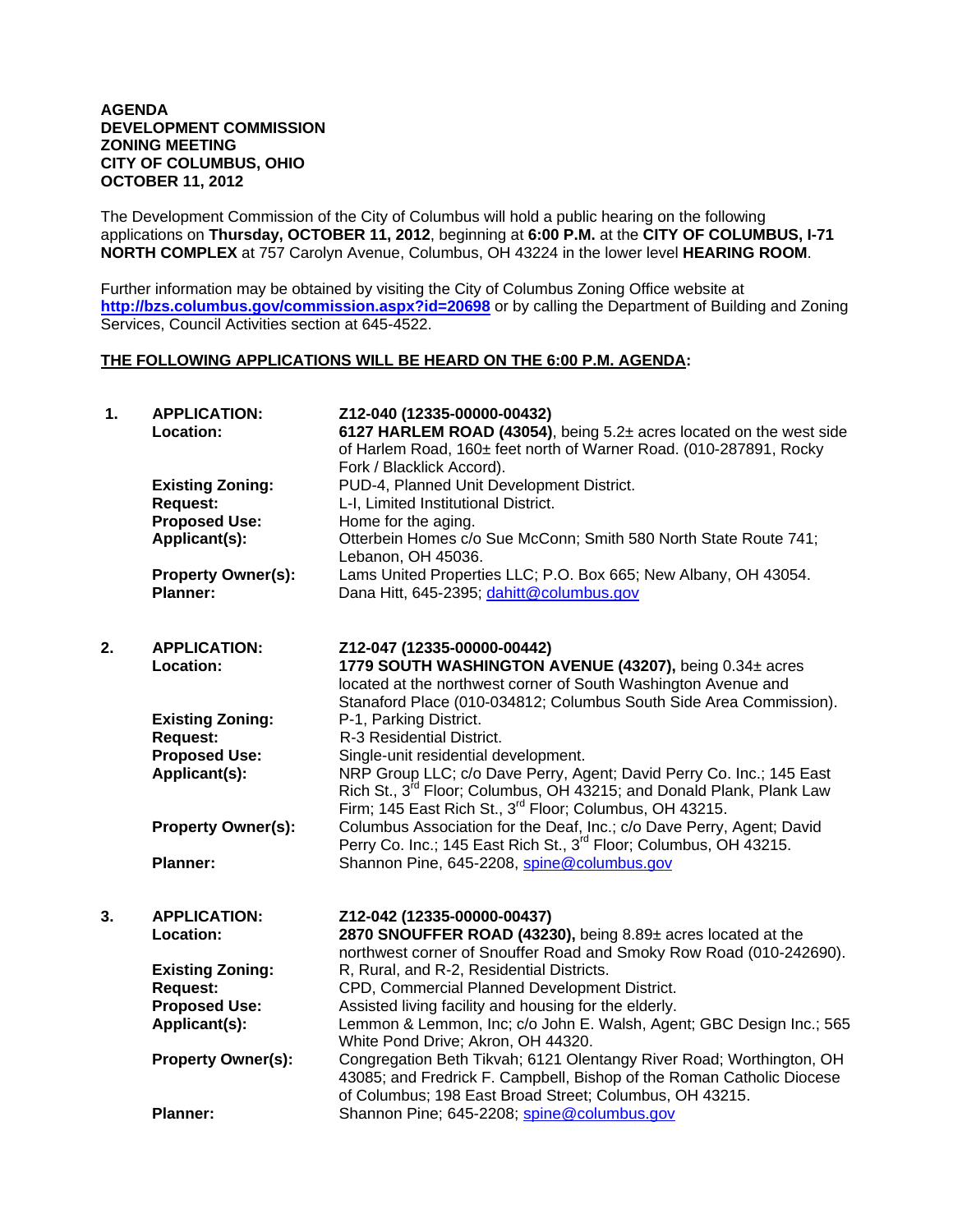**AGENDA**
**DEVELOPMENT COMMISSION**
**ZONING MEETING**
**CITY OF COLUMBUS, OHIO**
**OCTOBER 11, 2012**

The Development Commission of the City of Columbus will hold a public hearing on the following applications on **Thursday, OCTOBER 11, 2012**, beginning at **6:00 P.M.** at the **CITY OF COLUMBUS, I-71 NORTH COMPLEX** at 757 Carolyn Avenue, Columbus, OH 43224 in the lower level **HEARING ROOM**.

Further information may be obtained by visiting the City of Columbus Zoning Office website at **http://bzs.columbus.gov/commission.aspx?id=20698** or by calling the Department of Building and Zoning Services, Council Activities section at 645-4522.

**THE FOLLOWING APPLICATIONS WILL BE HEARD ON THE 6:00 P.M. AGENDA:**

**1.**

**APPLICATION:** **Z12-040 (12335-00000-00432)**
**Location:** **6127 HARLEM ROAD (43054)**, being 5.2± acres located on the west side of Harlem Road, 160± feet north of Warner Road. (010-287891, Rocky Fork / Blacklick Accord).
**Existing Zoning:** PUD-4, Planned Unit Development District.
**Request:** L-I, Limited Institutional District.
**Proposed Use:** Home for the aging.
**Applicant(s):** Otterbein Homes c/o Sue McConn; Smith 580 North State Route 741; Lebanon, OH 45036.
**Property Owner(s):** Lams United Properties LLC; P.O. Box 665; New Albany, OH 43054.
**Planner:** Dana Hitt, 645-2395; dahitt@columbus.gov

**2.**

**APPLICATION:** **Z12-047 (12335-00000-00442)**
**Location:** **1779 SOUTH WASHINGTON AVENUE (43207),** being 0.34± acres located at the northwest corner of South Washington Avenue and Stanaford Place (010-034812; Columbus South Side Area Commission).
**Existing Zoning:** P-1, Parking District.
**Request:** R-3 Residential District.
**Proposed Use:** Single-unit residential development.
**Applicant(s):** NRP Group LLC; c/o Dave Perry, Agent; David Perry Co. Inc.; 145 East Rich St., 3rd Floor; Columbus, OH 43215; and Donald Plank, Plank Law Firm; 145 East Rich St., 3rd Floor; Columbus, OH 43215.
**Property Owner(s):** Columbus Association for the Deaf, Inc.; c/o Dave Perry, Agent; David Perry Co. Inc.; 145 East Rich St., 3rd Floor; Columbus, OH 43215.
**Planner:** Shannon Pine, 645-2208, spine@columbus.gov

**3.**

**APPLICATION:** **Z12-042 (12335-00000-00437)**
**Location:** **2870 SNOUFFER ROAD (43230),** being 8.89± acres located at the northwest corner of Snouffer Road and Smoky Row Road (010-242690).
**Existing Zoning:** R, Rural, and R-2, Residential Districts.
**Request:** CPD, Commercial Planned Development District.
**Proposed Use:** Assisted living facility and housing for the elderly.
**Applicant(s):** Lemmon & Lemmon, Inc; c/o John E. Walsh, Agent; GBC Design Inc.; 565 White Pond Drive; Akron, OH 44320.
**Property Owner(s):** Congregation Beth Tikvah; 6121 Olentangy River Road; Worthington, OH 43085; and Fredrick F. Campbell, Bishop of the Roman Catholic Diocese of Columbus; 198 East Broad Street; Columbus, OH 43215.
**Planner:** Shannon Pine; 645-2208; spine@columbus.gov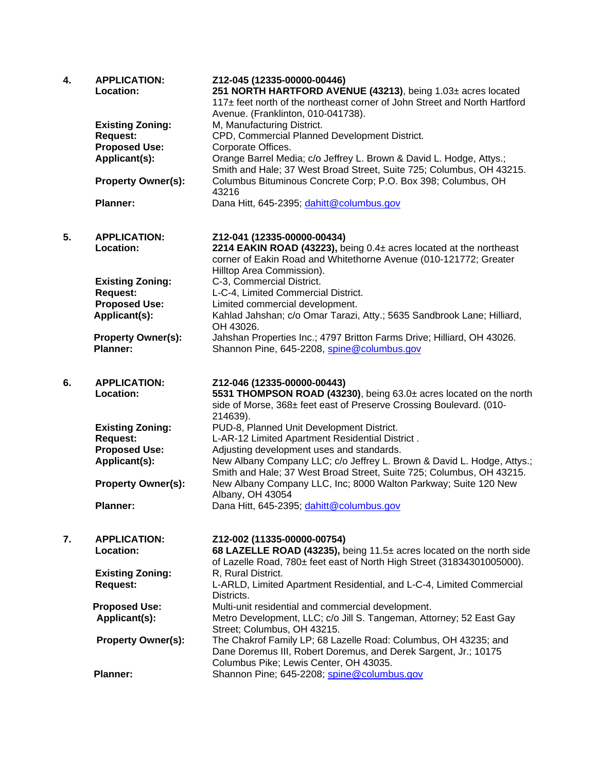4. **APPLICATION:** **Z12-045 (12335-00000-00446)**

   **Location:** **251 NORTH HARTFORD AVENUE (43213)**, being 1.03± acres located 117± feet north of the northeast corner of John Street and North Hartford Avenue. (Franklinton, 010-041738).

   **Existing Zoning:** M, Manufacturing District.

   **Request:** CPD, Commercial Planned Development District.

   **Proposed Use:** Corporate Offices.

   **Applicant(s):** Orange Barrel Media; c/o Jeffrey L. Brown & David L. Hodge, Attys.; Smith and Hale; 37 West Broad Street, Suite 725; Columbus, OH 43215.

   **Property Owner(s):** Columbus Bituminous Concrete Corp; P.O. Box 398; Columbus, OH 43216

   **Planner:** Dana Hitt, 645-2395; dahitt@columbus.gov

5. **APPLICATION:** **Z12-041 (12335-00000-00434)**

   **Location:** **2214 EAKIN ROAD (43223),** being 0.4± acres located at the northeast corner of Eakin Road and Whitethorne Avenue (010-121772; Greater Hilltop Area Commission).

   **Existing Zoning:** C-3, Commercial District.

   **Request:** L-C-4, Limited Commercial District.

   **Proposed Use:** Limited commercial development.

   **Applicant(s):** Kahlad Jahshan; c/o Omar Tarazi, Atty.; 5635 Sandbrook Lane; Hilliard, OH 43026.

   **Property Owner(s):** Jahshan Properties Inc.; 4797 Britton Farms Drive; Hilliard, OH 43026.

   **Planner:** Shannon Pine, 645-2208, spine@columbus.gov

6. **APPLICATION:** **Z12-046 (12335-00000-00443)**

   **Location:** **5531 THOMPSON ROAD (43230)**, being 63.0± acres located on the north side of Morse, 368± feet east of Preserve Crossing Boulevard. (010-214639).

   **Existing Zoning:** PUD-8, Planned Unit Development District.

   **Request:** L-AR-12 Limited Apartment Residential District .

   **Proposed Use:** Adjusting development uses and standards.

   **Applicant(s):** New Albany Company LLC; c/o Jeffrey L. Brown & David L. Hodge, Attys.; Smith and Hale; 37 West Broad Street, Suite 725; Columbus, OH 43215.

   **Property Owner(s):** New Albany Company LLC, Inc; 8000 Walton Parkway; Suite 120 New Albany, OH 43054

   **Planner:** Dana Hitt, 645-2395; dahitt@columbus.gov

7. **APPLICATION:** **Z12-002 (11335-00000-00754)**

   **Location:** **68 LAZELLE ROAD (43235),** being 11.5± acres located on the north side of Lazelle Road, 780± feet east of North High Street (31834301005000).

   **Existing Zoning:** R, Rural District.

   **Request:** L-ARLD, Limited Apartment Residential, and L-C-4, Limited Commercial Districts.

   **Proposed Use:** Multi-unit residential and commercial development.

   **Applicant(s):** Metro Development, LLC; c/o Jill S. Tangeman, Attorney; 52 East Gay Street; Columbus, OH 43215.

   **Property Owner(s):** The Chakrof Family LP; 68 Lazelle Road: Columbus, OH 43235; and Dane Doremus III, Robert Doremus, and Derek Sargent, Jr.; 10175 Columbus Pike; Lewis Center, OH 43035.

   **Planner:** Shannon Pine; 645-2208; spine@columbus.gov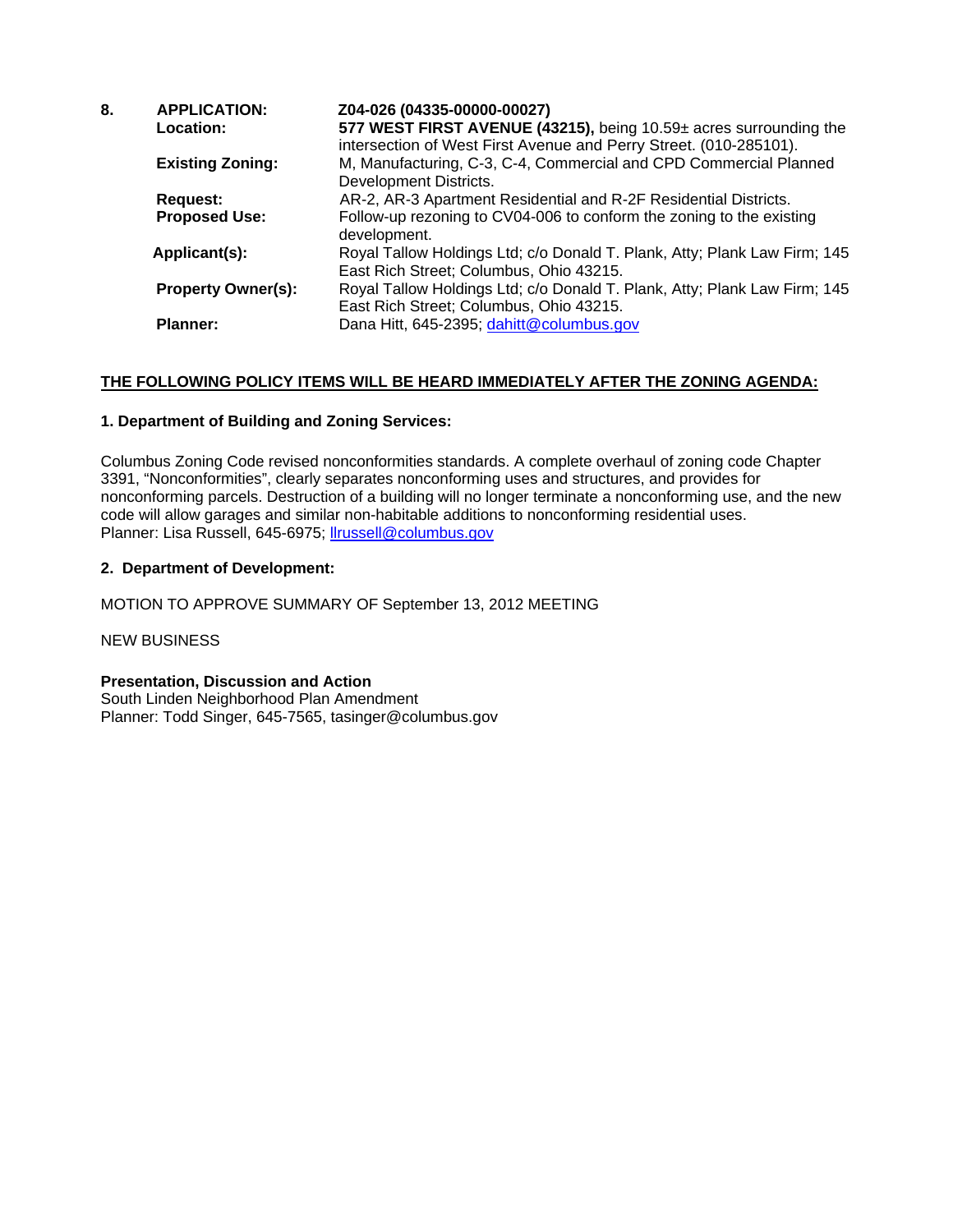**8. APPLICATION:** **Z04-026 (04335-00000-00027)**

**Location:** **577 WEST FIRST AVENUE (43215),** being 10.59± acres surrounding the intersection of West First Avenue and Perry Street. (010-285101).

**Existing Zoning:** M, Manufacturing, C-3, C-4, Commercial and CPD Commercial Planned Development Districts.

**Request:** AR-2, AR-3 Apartment Residential and R-2F Residential Districts.

**Proposed Use:** Follow-up rezoning to CV04-006 to conform the zoning to the existing development.

**Applicant(s):** Royal Tallow Holdings Ltd; c/o Donald T. Plank, Atty; Plank Law Firm; 145 East Rich Street; Columbus, Ohio 43215.

**Property Owner(s):** Royal Tallow Holdings Ltd; c/o Donald T. Plank, Atty; Plank Law Firm; 145 East Rich Street; Columbus, Ohio 43215.

**Planner:** Dana Hitt, 645-2395; dahitt@columbus.gov

**THE FOLLOWING POLICY ITEMS WILL BE HEARD IMMEDIATELY AFTER THE ZONING AGENDA:**

**1. Department of Building and Zoning Services:**

Columbus Zoning Code revised nonconformities standards. A complete overhaul of zoning code Chapter 3391, "Nonconformities", clearly separates nonconforming uses and structures, and provides for nonconforming parcels. Destruction of a building will no longer terminate a nonconforming use, and the new code will allow garages and similar non-habitable additions to nonconforming residential uses.
Planner: Lisa Russell, 645-6975; llrussell@columbus.gov

**2. Department of Development:**

MOTION TO APPROVE SUMMARY OF September 13, 2012 MEETING

NEW BUSINESS

**Presentation, Discussion and Action**
South Linden Neighborhood Plan Amendment
Planner: Todd Singer, 645-7565, tasinger@columbus.gov